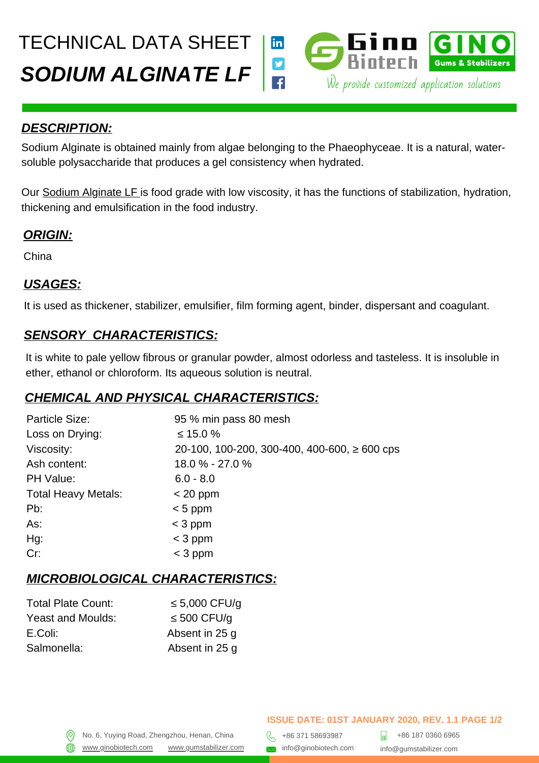# TECHNICAL DATA SHEET

# *SODIUM ALGINATE LF*

Gino Biotech | GINO Gums & Stabilizers

We provide customized application solutions

## ***DESCRIPTION:***

Sodium Alginate is obtained mainly from algae belonging to the Phaeophyceae. It is a natural, water-soluble polysaccharide that produces a gel consistency when hydrated.

Our Sodium Alginate LF is food grade with low viscosity, it has the functions of stabilization, hydration, thickening and emulsification in the food industry.

## ***ORIGIN:***

China

## ***USAGES:***

It is used as thickener, stabilizer, emulsifier, film forming agent, binder, dispersant and coagulant.

## ***SENSORY CHARACTERISTICS:***

It is white to pale yellow fibrous or granular powder, almost odorless and tasteless. It is insoluble in ether, ethanol or chloroform. Its aqueous solution is neutral.

## ***CHEMICAL AND PHYSICAL CHARACTERISTICS:***

| | |
|---|---|
| Particle Size: | 95 % min pass 80 mesh |
| Loss on Drying: | ≤ 15.0 % |
| Viscosity: | 20-100, 100-200, 300-400, 400-600, ≥ 600 cps |
| Ash content: | 18.0 % - 27.0 % |
| PH Value: | 6.0 - 8.0 |
| Total Heavy Metals: | < 20 ppm |
| Pb: | < 5 ppm |
| As: | < 3 ppm |
| Hg: | < 3 ppm |
| Cr: | < 3 ppm |

## ***MICROBIOLOGICAL CHARACTERISTICS:***

| | |
|---|---|
| Total Plate Count: | ≤ 5,000 CFU/g |
| Yeast and Moulds: | ≤ 500 CFU/g |
| E.Coli: | Absent in 25 g |
| Salmonella: | Absent in 25 g |

**ISSUE DATE: 01ST JANUARY 2020, REV. 1.1**

No. 6, Yuying Road, Zhengzhou, Henan, China
www.ginobiotech.com www.gumstabilizer.com
+86 371 58693987 +86 187 0360 6965
info@ginobiotech.com info@gumstabilizer.com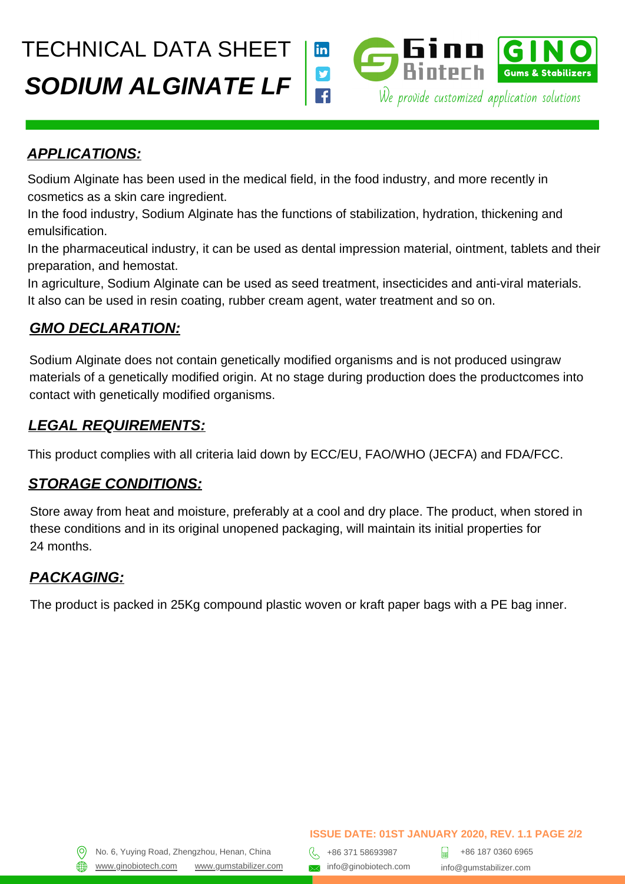# TECHNICAL DATA SHEET

# *SODIUM ALGINATE LF*

We provide customized application solutions

## ***APPLICATIONS:***

Sodium Alginate has been used in the medical field, in the food industry, and more recently in cosmetics as a skin care ingredient.
In the food industry, Sodium Alginate has the functions of stabilization, hydration, thickening and emulsification.
In the pharmaceutical industry, it can be used as dental impression material, ointment, tablets and their preparation, and hemostat.
In agriculture, Sodium Alginate can be used as seed treatment, insecticides and anti-viral materials.
It also can be used in resin coating, rubber cream agent, water treatment and so on.

## ***GMO DECLARATION:***

Sodium Alginate does not contain genetically modified organisms and is not produced usingraw materials of a genetically modified origin. At no stage during production does the productcomes into contact with genetically modified organisms.

## ***LEGAL REQUIREMENTS:***

This product complies with all criteria laid down by ECC/EU, FAO/WHO (JECFA) and FDA/FCC.

## ***STORAGE CONDITIONS:***

Store away from heat and moisture, preferably at a cool and dry place. The product, when stored in these conditions and in its original unopened packaging, will maintain its initial properties for 24 months.

## ***PACKAGING:***

The product is packed in 25Kg compound plastic woven or kraft paper bags with a PE bag inner.

**ISSUE DATE: 01ST JANUARY 2020, REV. 1.1**

No. 6, Yuying Road, Zhengzhou, Henan, China
www.ginobiotech.com www.gumstabilizer.com
+86 371 58693987
info@ginobiotech.com
+86 187 0360 6965
info@gumstabilizer.com